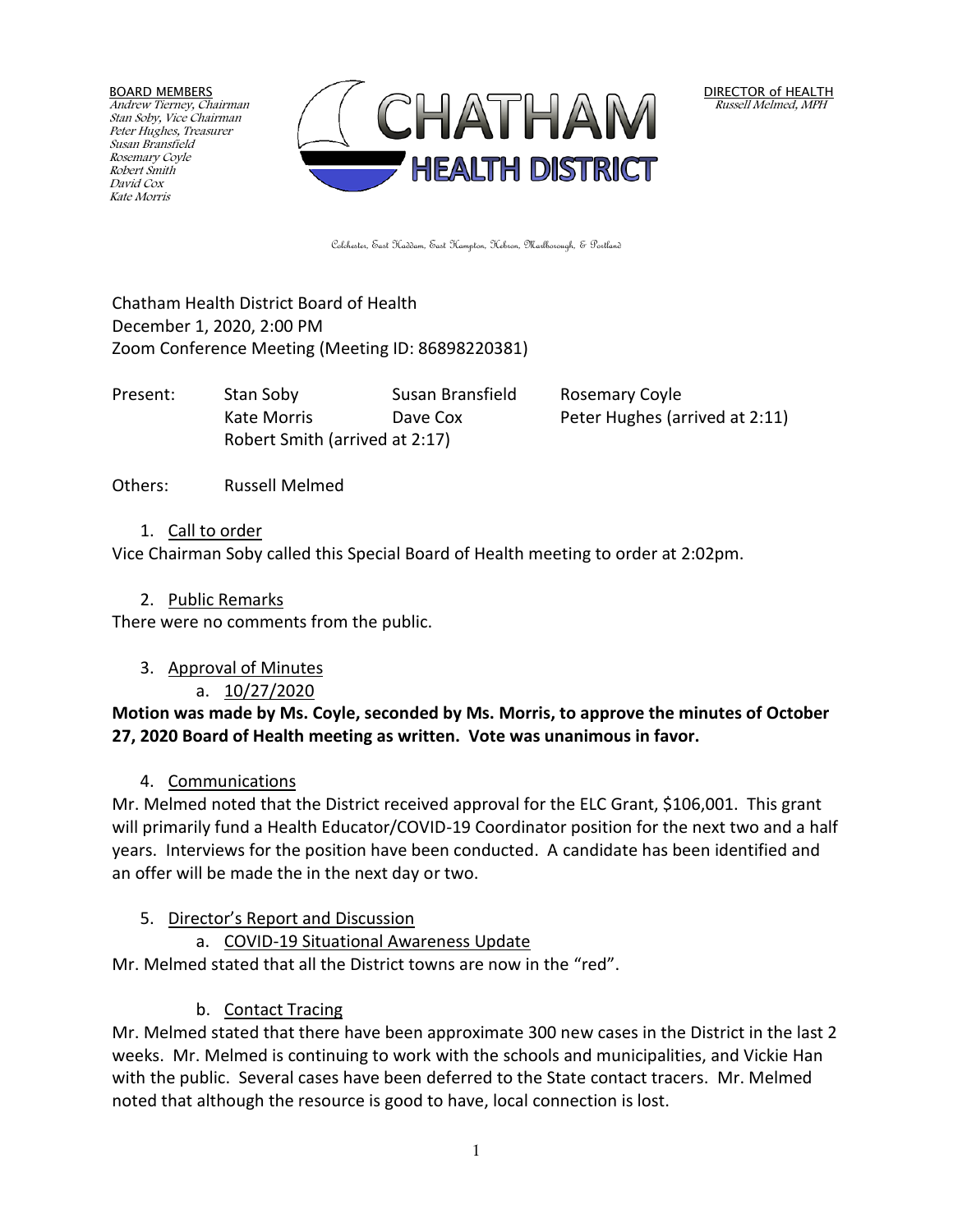BOARD MEMBERS
*Andrew Tierney, Chairman*
*Stan Soby, Vice Chairman*
*Peter Hughes, Treasurer*
*Susan Bransfield*
*Rosemary Coyle*
*Robert Smith*
*David Cox*
*Kate Morris*

CHATHAM HEALTH DISTRICT

DIRECTOR of HEALTH
*Russell Melmed, MPH*

Colchester, East Haddam, East Hampton, Hebron, Marlborough, & Portland

Chatham Health District Board of Health
December 1, 2020, 2:00 PM
Zoom Conference Meeting (Meeting ID: 86898220381)

| Present: | Stan Soby | Susan Bransfield | Rosemary Coyle |
|---|---|---|---|
| | Kate Morris | Dave Cox | Peter Hughes (arrived at 2:11) |
| | Robert Smith (arrived at 2:17) | | |

Others: Russell Melmed

1. Call to order

Vice Chairman Soby called this Special Board of Health meeting to order at 2:02pm.

2. Public Remarks

There were no comments from the public.

3. Approval of Minutes
   a. 10/27/2020

**Motion was made by Ms. Coyle, seconded by Ms. Morris, to approve the minutes of October 27, 2020 Board of Health meeting as written. Vote was unanimous in favor.**

4. Communications

Mr. Melmed noted that the District received approval for the ELC Grant, $106,001. This grant will primarily fund a Health Educator/COVID-19 Coordinator position for the next two and a half years. Interviews for the position have been conducted. A candidate has been identified and an offer will be made the in the next day or two.

5. Director's Report and Discussion
   a. COVID-19 Situational Awareness Update

Mr. Melmed stated that all the District towns are now in the "red".

   b. Contact Tracing

Mr. Melmed stated that there have been approximate 300 new cases in the District in the last 2 weeks. Mr. Melmed is continuing to work with the schools and municipalities, and Vickie Han with the public. Several cases have been deferred to the State contact tracers. Mr. Melmed noted that although the resource is good to have, local connection is lost.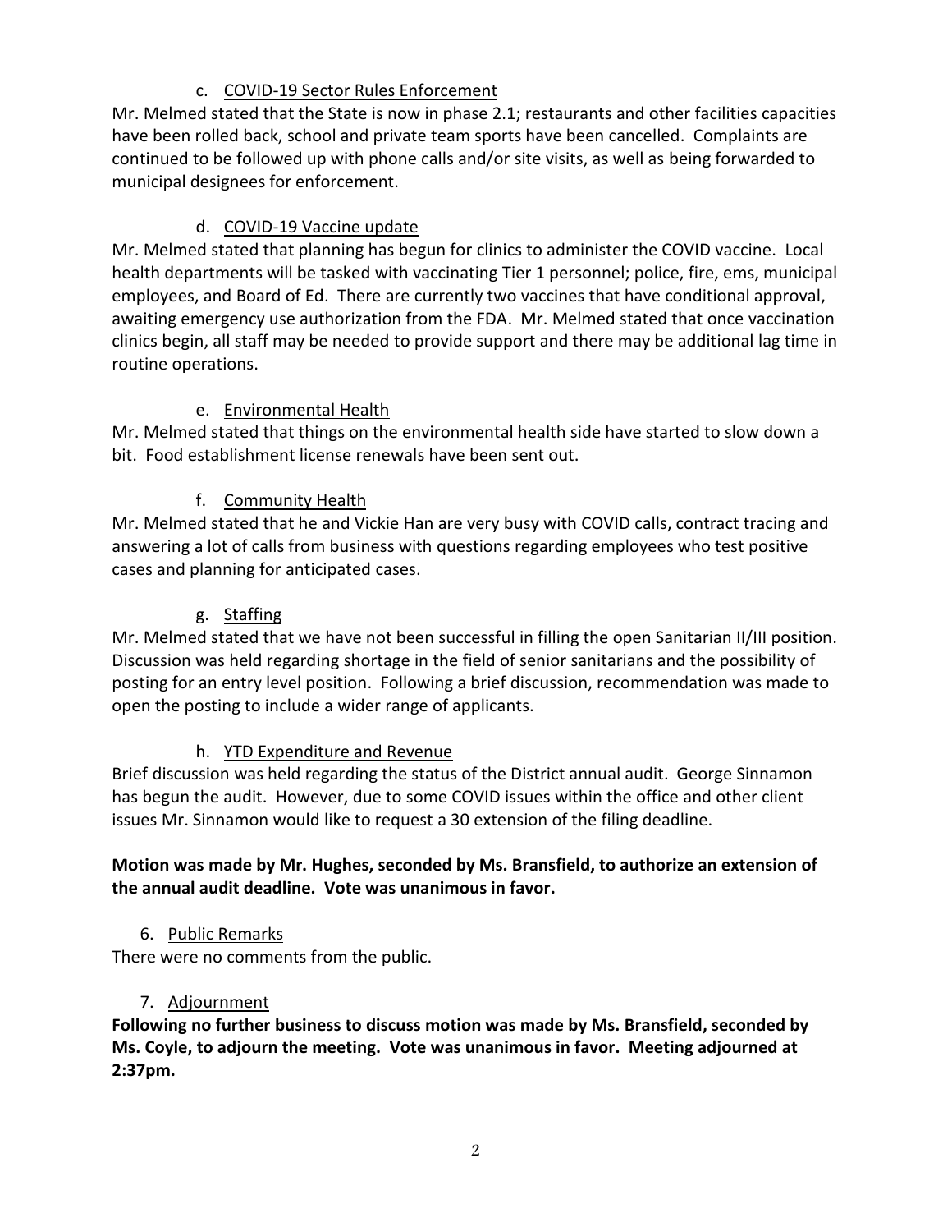c. <u>COVID-19 Sector Rules Enforcement</u>

Mr. Melmed stated that the State is now in phase 2.1; restaurants and other facilities capacities have been rolled back, school and private team sports have been cancelled. Complaints are continued to be followed up with phone calls and/or site visits, as well as being forwarded to municipal designees for enforcement.

d. <u>COVID-19 Vaccine update</u>

Mr. Melmed stated that planning has begun for clinics to administer the COVID vaccine. Local health departments will be tasked with vaccinating Tier 1 personnel; police, fire, ems, municipal employees, and Board of Ed. There are currently two vaccines that have conditional approval, awaiting emergency use authorization from the FDA. Mr. Melmed stated that once vaccination clinics begin, all staff may be needed to provide support and there may be additional lag time in routine operations.

e. <u>Environmental Health</u>

Mr. Melmed stated that things on the environmental health side have started to slow down a bit. Food establishment license renewals have been sent out.

f. <u>Community Health</u>

Mr. Melmed stated that he and Vickie Han are very busy with COVID calls, contract tracing and answering a lot of calls from business with questions regarding employees who test positive cases and planning for anticipated cases.

g. <u>Staffing</u>

Mr. Melmed stated that we have not been successful in filling the open Sanitarian II/III position. Discussion was held regarding shortage in the field of senior sanitarians and the possibility of posting for an entry level position. Following a brief discussion, recommendation was made to open the posting to include a wider range of applicants.

h. <u>YTD Expenditure and Revenue</u>

Brief discussion was held regarding the status of the District annual audit. George Sinnamon has begun the audit. However, due to some COVID issues within the office and other client issues Mr. Sinnamon would like to request a 30 extension of the filing deadline.

**Motion was made by Mr. Hughes, seconded by Ms. Bransfield, to authorize an extension of the annual audit deadline. Vote was unanimous in favor.**

6. <u>Public Remarks</u>

There were no comments from the public.

7. <u>Adjournment</u>

**Following no further business to discuss motion was made by Ms. Bransfield, seconded by Ms. Coyle, to adjourn the meeting. Vote was unanimous in favor. Meeting adjourned at 2:37pm.**